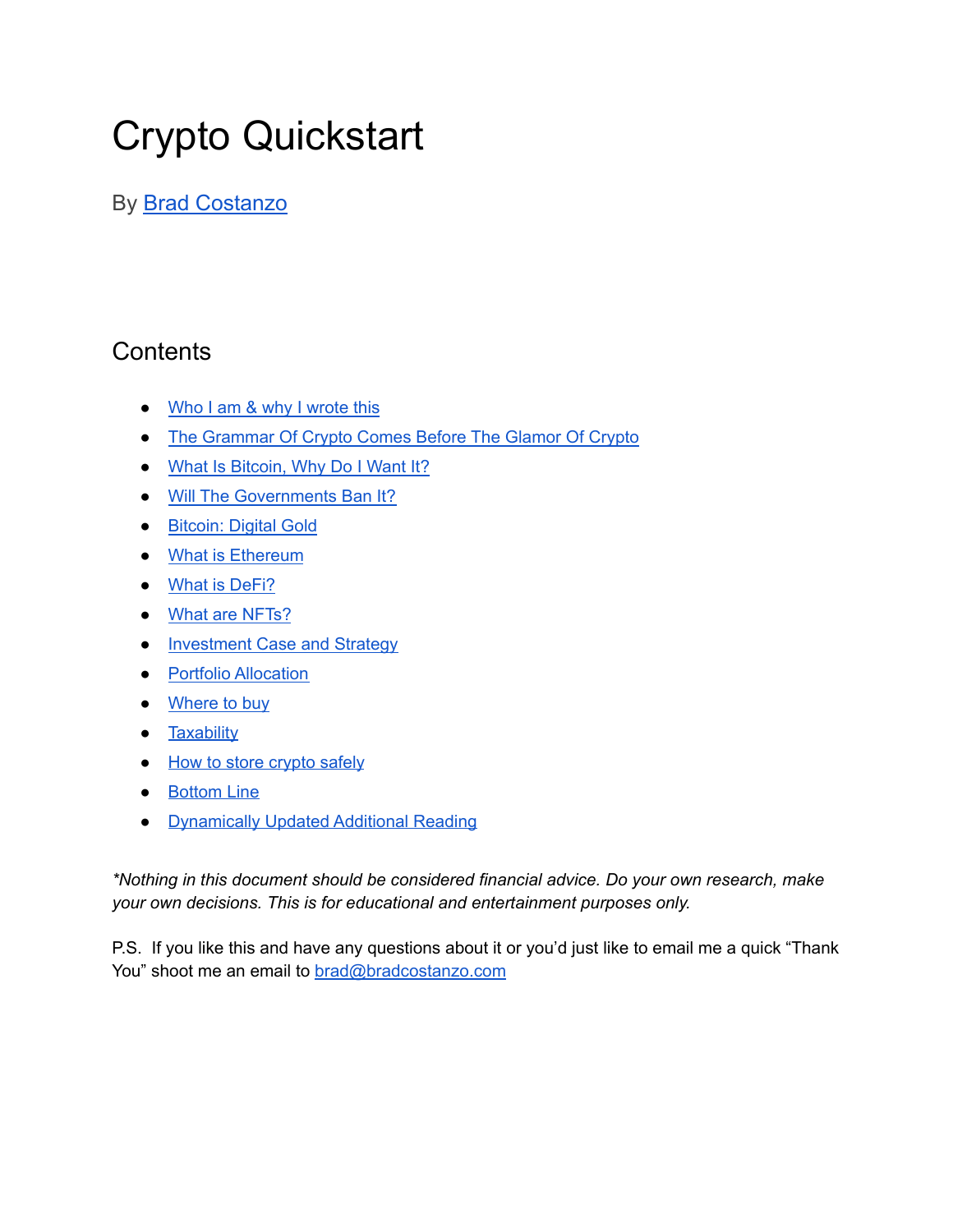# Crypto Quickstart

By Brad Costanzo

## Contents

- Who I am & why I wrote this
- The Grammar Of Crypto Comes Before The Glamor Of Crypto
- What Is Bitcoin, Why Do I Want It?
- Will The Governments Ban It?
- Bitcoin: Digital Gold
- What is Ethereum
- What is DeFi?
- What are NFTs?
- Investment Case and Strategy
- Portfolio Allocation
- Where to buy
- Taxability
- How to store crypto safely
- Bottom Line
- Dynamically Updated Additional Reading

*\*Nothing in this document should be considered financial advice. Do your own research, make your own decisions. This is for educational and entertainment purposes only.*

P.S. If you like this and have any questions about it or you'd just like to email me a quick "Thank You" shoot me an email to brad@bradcostanzo.com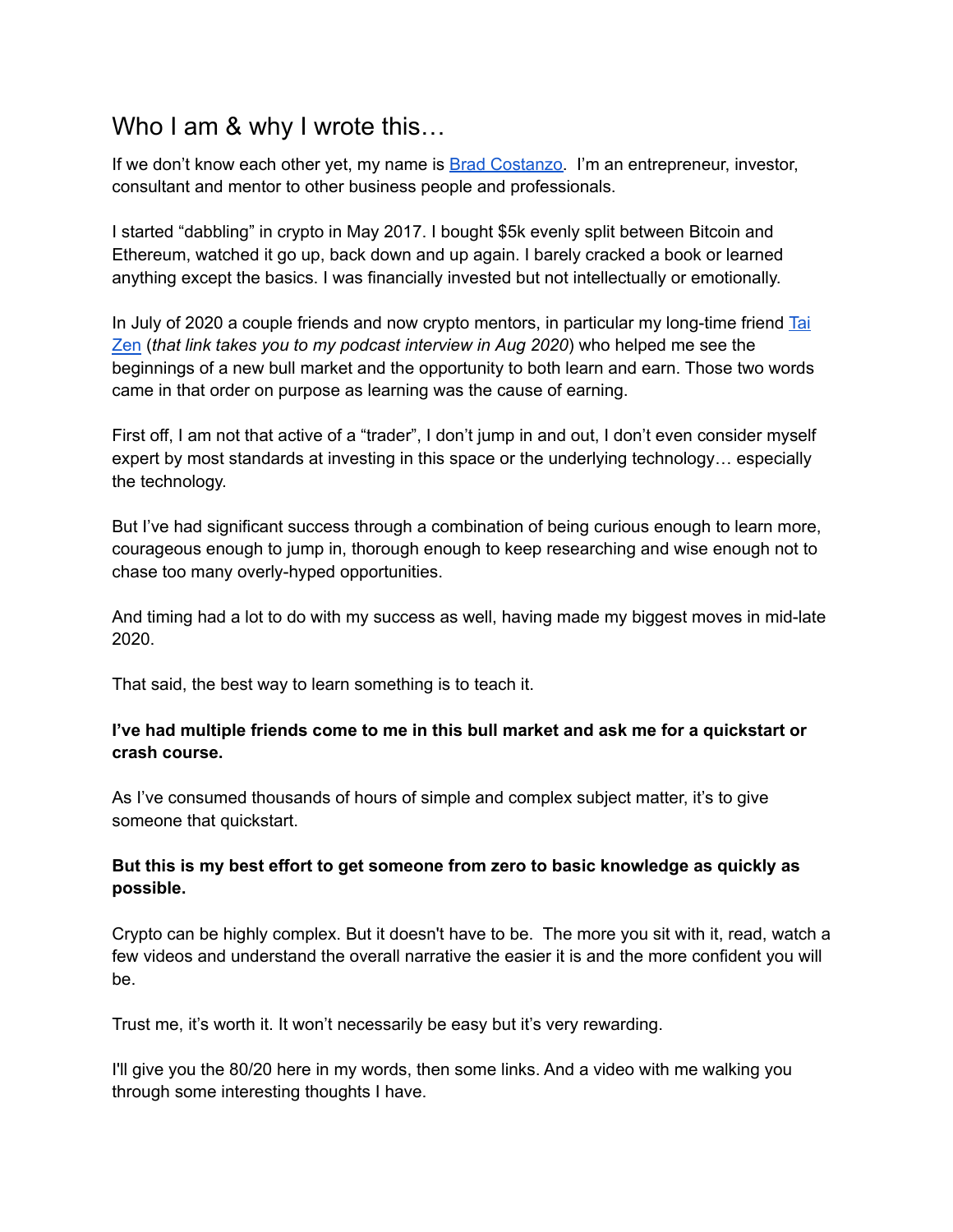# Who I am & why I wrote this…

If we don't know each other yet, my name is [Brad Costanzo](). I'm an entrepreneur, investor, consultant and mentor to other business people and professionals.

I started "dabbling" in crypto in May 2017. I bought $5k evenly split between Bitcoin and Ethereum, watched it go up, back down and up again. I barely cracked a book or learned anything except the basics. I was financially invested but not intellectually or emotionally.

In July of 2020 a couple friends and now crypto mentors, in particular my long-time friend [Tai Zen]() (*that link takes you to my podcast interview in Aug 2020*) who helped me see the beginnings of a new bull market and the opportunity to both learn and earn. Those two words came in that order on purpose as learning was the cause of earning.

First off, I am not that active of a "trader", I don't jump in and out, I don't even consider myself expert by most standards at investing in this space or the underlying technology… especially the technology.

But I've had significant success through a combination of being curious enough to learn more, courageous enough to jump in, thorough enough to keep researching and wise enough not to chase too many overly-hyped opportunities.

And timing had a lot to do with my success as well, having made my biggest moves in mid-late 2020.

That said, the best way to learn something is to teach it.

**I've had multiple friends come to me in this bull market and ask me for a quickstart or crash course.**

As I've consumed thousands of hours of simple and complex subject matter, it's to give someone that quickstart.

**But this is my best effort to get someone from zero to basic knowledge as quickly as possible.**

Crypto can be highly complex. But it doesn't have to be. The more you sit with it, read, watch a few videos and understand the overall narrative the easier it is and the more confident you will be.

Trust me, it's worth it. It won't necessarily be easy but it's very rewarding.

I'll give you the 80/20 here in my words, then some links. And a video with me walking you through some interesting thoughts I have.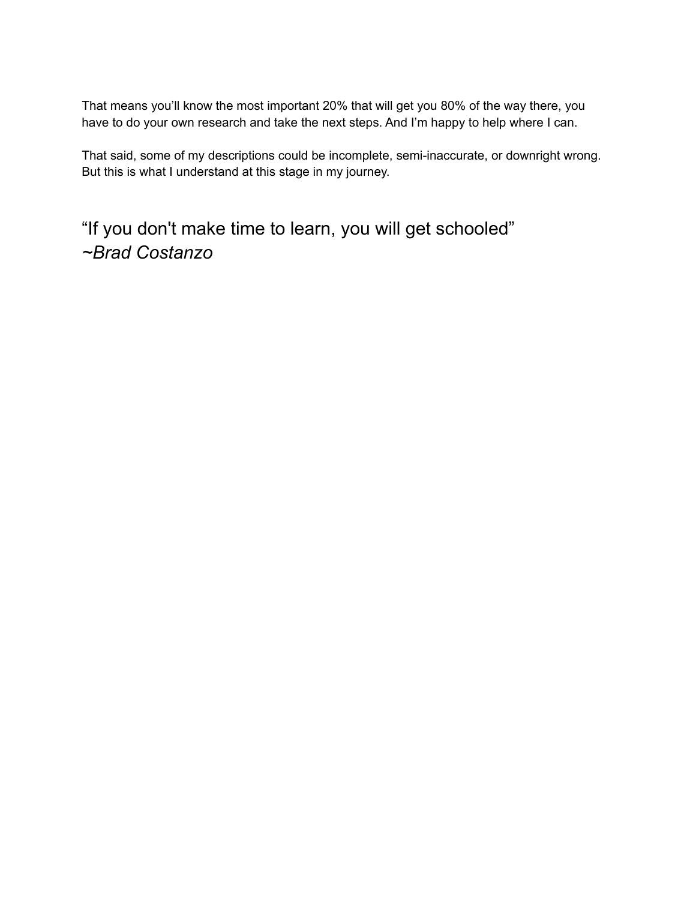That means you'll know the most important 20% that will get you 80% of the way there, you have to do your own research and take the next steps. And I'm happy to help where I can.

That said, some of my descriptions could be incomplete, semi-inaccurate, or downright wrong. But this is what I understand at this stage in my journey.

"If you don't make time to learn, you will get schooled"
*~Brad Costanzo*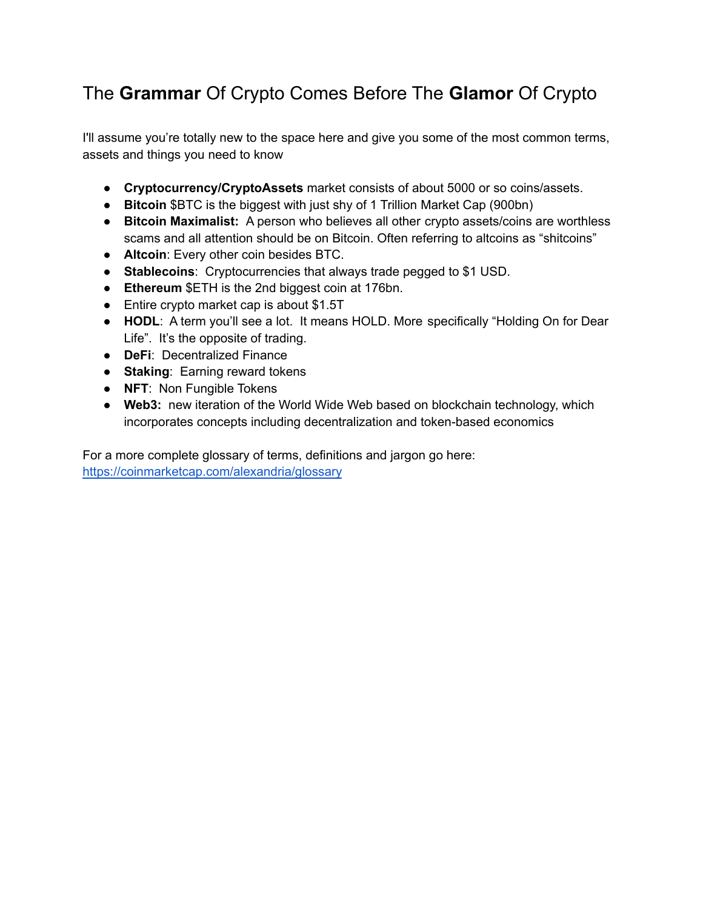# The **Grammar** Of Crypto Comes Before The **Glamor** Of Crypto

I'll assume you're totally new to the space here and give you some of the most common terms, assets and things you need to know

- **Cryptocurrency/CryptoAssets** market consists of about 5000 or so coins/assets.
- **Bitcoin** $BTC is the biggest with just shy of 1 Trillion Market Cap (900bn)
- **Bitcoin Maximalist:** A person who believes all other crypto assets/coins are worthless scams and all attention should be on Bitcoin. Often referring to altcoins as "shitcoins"
- **Altcoin**: Every other coin besides BTC.
- **Stablecoins**: Cryptocurrencies that always trade pegged to $1 USD.
- **Ethereum** $ETH is the 2nd biggest coin at 176bn.
- Entire crypto market cap is about $1.5T
- **HODL**: A term you'll see a lot. It means HOLD. More specifically "Holding On for Dear Life". It's the opposite of trading.
- **DeFi**: Decentralized Finance
- **Staking**: Earning reward tokens
- **NFT**: Non Fungible Tokens
- **Web3:** new iteration of the World Wide Web based on blockchain technology, which incorporates concepts including decentralization and token-based economics

For a more complete glossary of terms, definitions and jargon go here:
[https://coinmarketcap.com/alexandria/glossary](https://coinmarketcap.com/alexandria/glossary)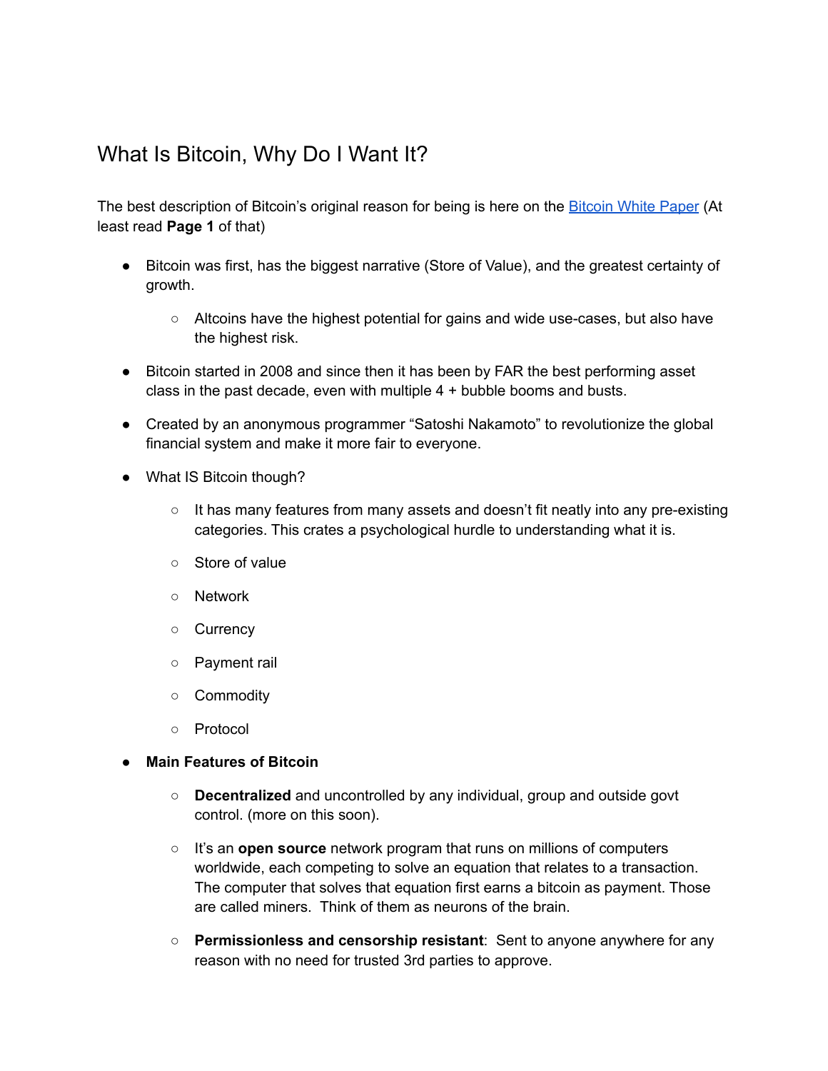# What Is Bitcoin, Why Do I Want It?

The best description of Bitcoin's original reason for being is here on the [Bitcoin White Paper]() (At least read **Page 1** of that)

- Bitcoin was first, has the biggest narrative (Store of Value), and the greatest certainty of growth.
    - Altcoins have the highest potential for gains and wide use-cases, but also have the highest risk.
- Bitcoin started in 2008 and since then it has been by FAR the best performing asset class in the past decade, even with multiple 4 + bubble booms and busts.
- Created by an anonymous programmer "Satoshi Nakamoto" to revolutionize the global financial system and make it more fair to everyone.
- What IS Bitcoin though?
    - It has many features from many assets and doesn't fit neatly into any pre-existing categories. This crates a psychological hurdle to understanding what it is.
    - Store of value
    - Network
    - Currency
    - Payment rail
    - Commodity
    - Protocol
- **Main Features of Bitcoin**
    - **Decentralized** and uncontrolled by any individual, group and outside govt control. (more on this soon).
    - It's an **open source** network program that runs on millions of computers worldwide, each competing to solve an equation that relates to a transaction. The computer that solves that equation first earns a bitcoin as payment. Those are called miners. Think of them as neurons of the brain.
    - **Permissionless and censorship resistant**: Sent to anyone anywhere for any reason with no need for trusted 3rd parties to approve.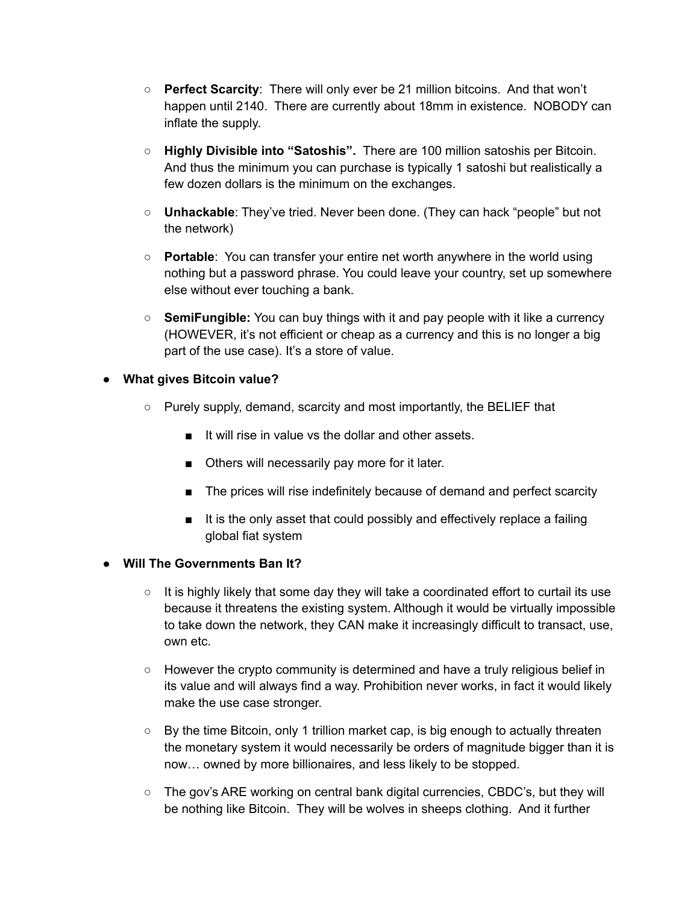- **Perfect Scarcity**: There will only ever be 21 million bitcoins. And that won't happen until 2140. There are currently about 18mm in existence. NOBODY can inflate the supply.
- **Highly Divisible into "Satoshis".** There are 100 million satoshis per Bitcoin. And thus the minimum you can purchase is typically 1 satoshi but realistically a few dozen dollars is the minimum on the exchanges.
- **Unhackable**: They've tried. Never been done. (They can hack "people" but not the network)
- **Portable**: You can transfer your entire net worth anywhere in the world using nothing but a password phrase. You could leave your country, set up somewhere else without ever touching a bank.
- **SemiFungible:** You can buy things with it and pay people with it like a currency (HOWEVER, it's not efficient or cheap as a currency and this is no longer a big part of the use case). It's a store of value.

- **What gives Bitcoin value?**
  - Purely supply, demand, scarcity and most importantly, the BELIEF that
    - It will rise in value vs the dollar and other assets.
    - Others will necessarily pay more for it later.
    - The prices will rise indefinitely because of demand and perfect scarcity
    - It is the only asset that could possibly and effectively replace a failing global fiat system

- **Will The Governments Ban It?**
  - It is highly likely that some day they will take a coordinated effort to curtail its use because it threatens the existing system. Although it would be virtually impossible to take down the network, they CAN make it increasingly difficult to transact, use, own etc.
  - However the crypto community is determined and have a truly religious belief in its value and will always find a way. Prohibition never works, in fact it would likely make the use case stronger.
  - By the time Bitcoin, only 1 trillion market cap, is big enough to actually threaten the monetary system it would necessarily be orders of magnitude bigger than it is now… owned by more billionaires, and less likely to be stopped.
  - The gov's ARE working on central bank digital currencies, CBDC's, but they will be nothing like Bitcoin. They will be wolves in sheeps clothing. And it further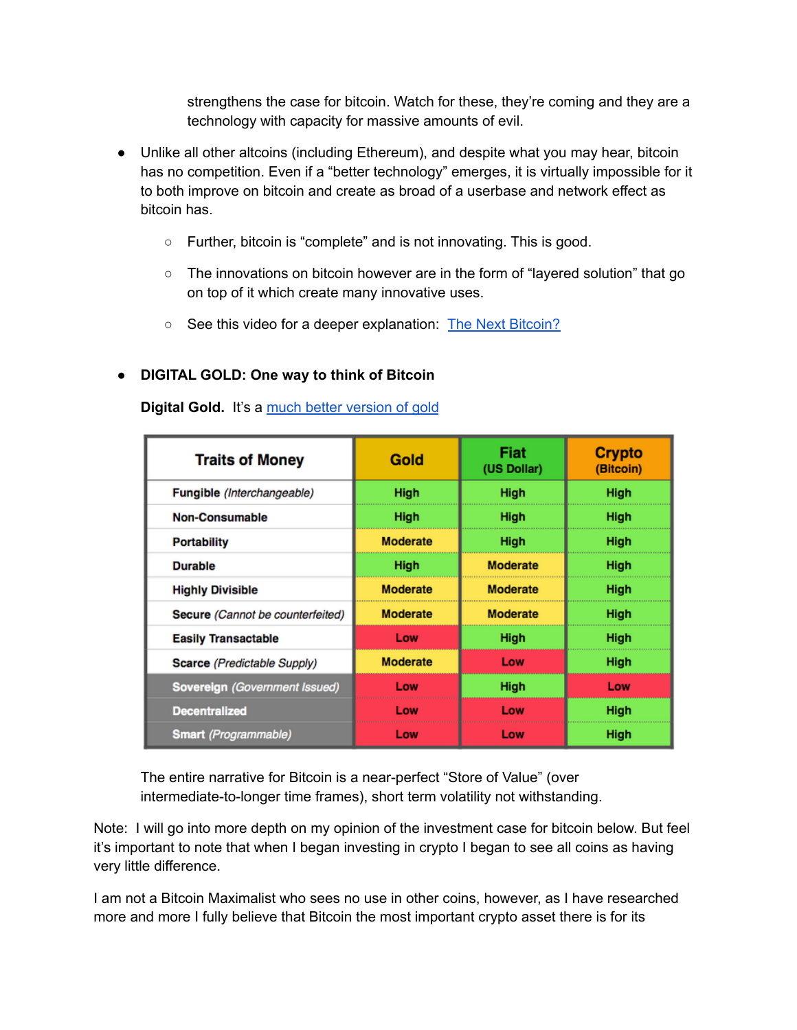strengthens the case for bitcoin. Watch for these, they're coming and they are a technology with capacity for massive amounts of evil.

- Unlike all other altcoins (including Ethereum), and despite what you may hear, bitcoin has no competition. Even if a "better technology" emerges, it is virtually impossible for it to both improve on bitcoin and create as broad of a userbase and network effect as bitcoin has.
    - Further, bitcoin is "complete" and is not innovating. This is good.
    - The innovations on bitcoin however are in the form of "layered solution" that go on top of it which create many innovative uses.
    - See this video for a deeper explanation: [The Next Bitcoin?]()

- **DIGITAL GOLD: One way to think of Bitcoin**

  **Digital Gold.** It's a [much better version of gold]()

| Traits of Money | Gold | Fiat (US Dollar) | Crypto (Bitcoin) |
|---|---|---|---|
| **Fungible** *(Interchangeable)* | High | High | High |
| **Non-Consumable** | High | High | High |
| **Portability** | Moderate | High | High |
| **Durable** | High | Moderate | High |
| **Highly Divisible** | Moderate | Moderate | High |
| **Secure** *(Cannot be counterfeited)* | Moderate | Moderate | High |
| **Easily Transactable** | Low | High | High |
| **Scarce** *(Predictable Supply)* | Moderate | Low | High |
| **Sovereign** *(Government Issued)* | Low | High | Low |
| **Decentralized** | Low | Low | High |
| **Smart** *(Programmable)* | Low | Low | High |

The entire narrative for Bitcoin is a near-perfect "Store of Value" (over intermediate-to-longer time frames), short term volatility not withstanding.

Note: I will go into more depth on my opinion of the investment case for bitcoin below. But feel it's important to note that when I began investing in crypto I began to see all coins as having very little difference.

I am not a Bitcoin Maximalist who sees no use in other coins, however, as I have researched more and more I fully believe that Bitcoin the most important crypto asset there is for its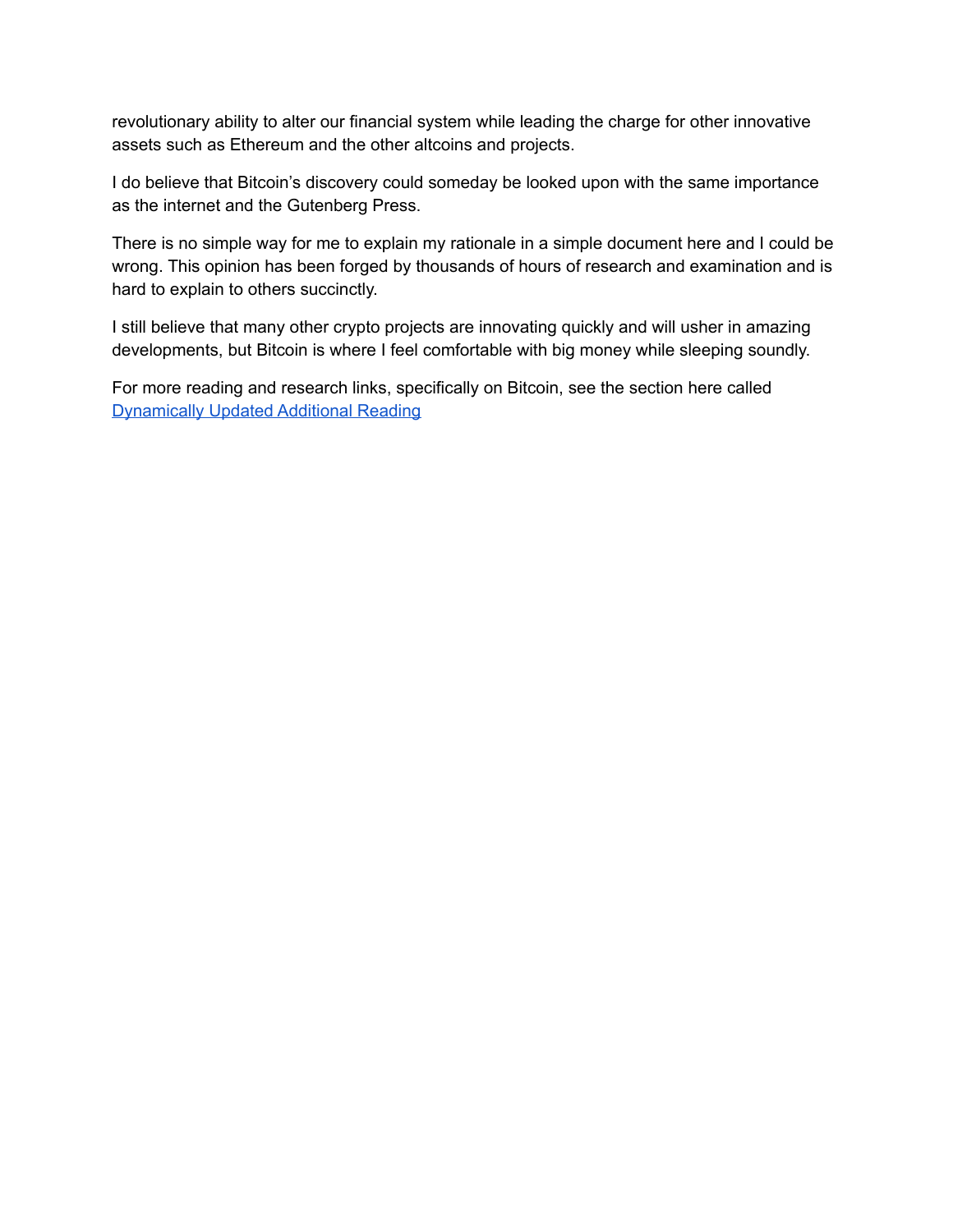revolutionary ability to alter our financial system while leading the charge for other innovative assets such as Ethereum and the other altcoins and projects.

I do believe that Bitcoin's discovery could someday be looked upon with the same importance as the internet and the Gutenberg Press.

There is no simple way for me to explain my rationale in a simple document here and I could be wrong. This opinion has been forged by thousands of hours of research and examination and is hard to explain to others succinctly.

I still believe that many other crypto projects are innovating quickly and will usher in amazing developments, but Bitcoin is where I feel comfortable with big money while sleeping soundly.

For more reading and research links, specifically on Bitcoin, see the section here called [Dynamically Updated Additional Reading]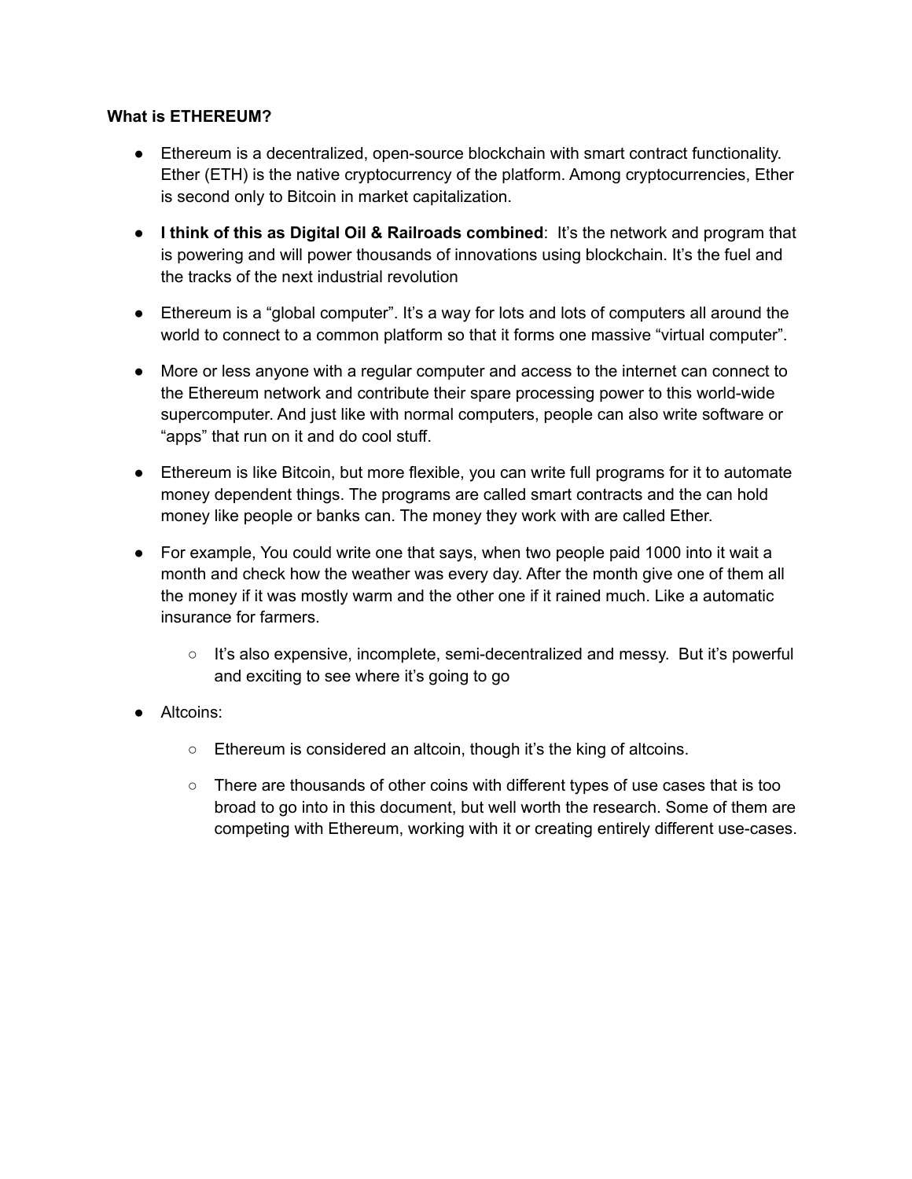**What is ETHEREUM?**

- Ethereum is a decentralized, open-source blockchain with smart contract functionality. Ether (ETH) is the native cryptocurrency of the platform. Among cryptocurrencies, Ether is second only to Bitcoin in market capitalization.
- **I think of this as Digital Oil & Railroads combined**: It's the network and program that is powering and will power thousands of innovations using blockchain. It's the fuel and the tracks of the next industrial revolution
- Ethereum is a "global computer". It's a way for lots and lots of computers all around the world to connect to a common platform so that it forms one massive "virtual computer".
- More or less anyone with a regular computer and access to the internet can connect to the Ethereum network and contribute their spare processing power to this world-wide supercomputer. And just like with normal computers, people can also write software or "apps" that run on it and do cool stuff.
- Ethereum is like Bitcoin, but more flexible, you can write full programs for it to automate money dependent things. The programs are called smart contracts and the can hold money like people or banks can. The money they work with are called Ether.
- For example, You could write one that says, when two people paid 1000 into it wait a month and check how the weather was every day. After the month give one of them all the money if it was mostly warm and the other one if it rained much. Like a automatic insurance for farmers.
    - It's also expensive, incomplete, semi-decentralized and messy. But it's powerful and exciting to see where it's going to go
- Altcoins:
    - Ethereum is considered an altcoin, though it's the king of altcoins.
    - There are thousands of other coins with different types of use cases that is too broad to go into in this document, but well worth the research. Some of them are competing with Ethereum, working with it or creating entirely different use-cases.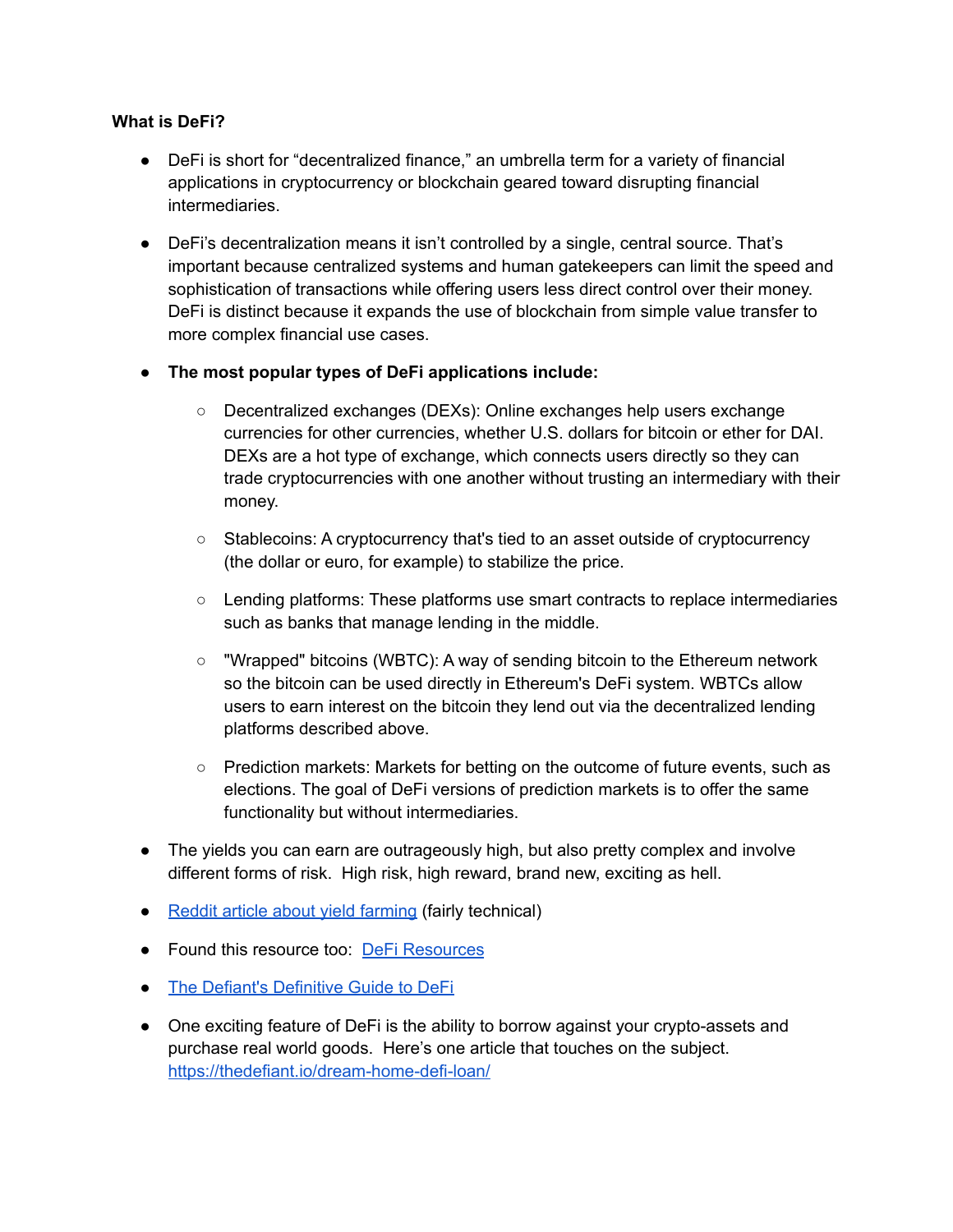**What is DeFi?**

- DeFi is short for “decentralized finance,” an umbrella term for a variety of financial applications in cryptocurrency or blockchain geared toward disrupting financial intermediaries.

- DeFi’s decentralization means it isn’t controlled by a single, central source. That’s important because centralized systems and human gatekeepers can limit the speed and sophistication of transactions while offering users less direct control over their money. DeFi is distinct because it expands the use of blockchain from simple value transfer to more complex financial use cases.

- **The most popular types of DeFi applications include:**

    - Decentralized exchanges (DEXs): Online exchanges help users exchange currencies for other currencies, whether U.S. dollars for bitcoin or ether for DAI. DEXs are a hot type of exchange, which connects users directly so they can trade cryptocurrencies with one another without trusting an intermediary with their money.

    - Stablecoins: A cryptocurrency that's tied to an asset outside of cryptocurrency (the dollar or euro, for example) to stabilize the price.

    - Lending platforms: These platforms use smart contracts to replace intermediaries such as banks that manage lending in the middle.

    - "Wrapped" bitcoins (WBTC): A way of sending bitcoin to the Ethereum network so the bitcoin can be used directly in Ethereum's DeFi system. WBTCs allow users to earn interest on the bitcoin they lend out via the decentralized lending platforms described above.

    - Prediction markets: Markets for betting on the outcome of future events, such as elections. The goal of DeFi versions of prediction markets is to offer the same functionality but without intermediaries.

- The yields you can earn are outrageously high, but also pretty complex and involve different forms of risk. High risk, high reward, brand new, exciting as hell.

- Reddit article about yield farming (fairly technical)

- Found this resource too: DeFi Resources

- The Defiant's Definitive Guide to DeFi

- One exciting feature of DeFi is the ability to borrow against your crypto-assets and purchase real world goods. Here’s one article that touches on the subject. https://thedefiant.io/dream-home-defi-loan/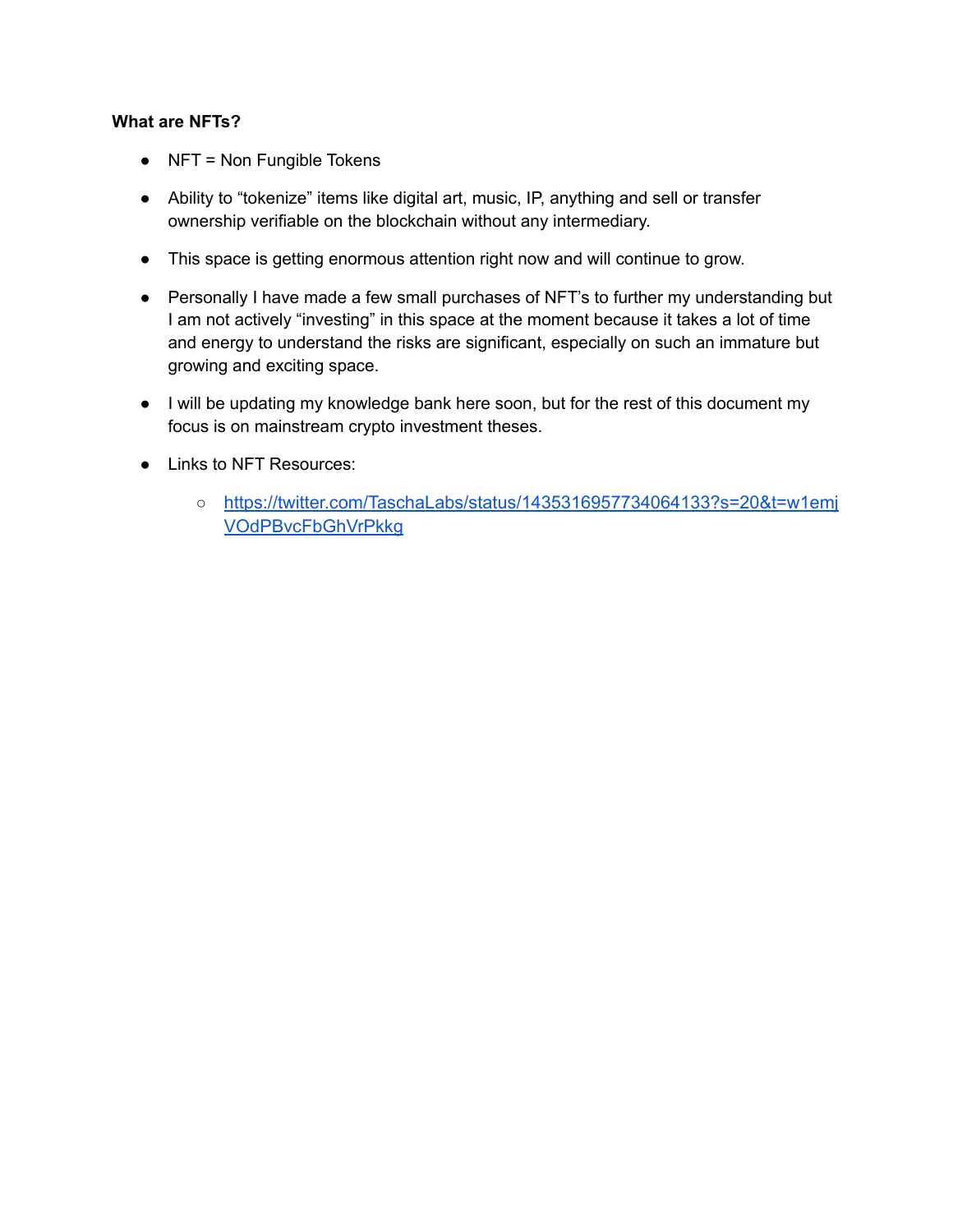**What are NFTs?**

- NFT = Non Fungible Tokens
- Ability to "tokenize" items like digital art, music, IP, anything and sell or transfer ownership verifiable on the blockchain without any intermediary.
- This space is getting enormous attention right now and will continue to grow.
- Personally I have made a few small purchases of NFT's to further my understanding but I am not actively "investing" in this space at the moment because it takes a lot of time and energy to understand the risks are significant, especially on such an immature but growing and exciting space.
- I will be updating my knowledge bank here soon, but for the rest of this document my focus is on mainstream crypto investment theses.
- Links to NFT Resources:
    - [https://twitter.com/TaschaLabs/status/1435316957734064133?s=20&t=w1emjVOdPBvcFbGhVrPkkg](https://twitter.com/TaschaLabs/status/1435316957734064133?s=20&t=w1emjVOdPBvcFbGhVrPkkg)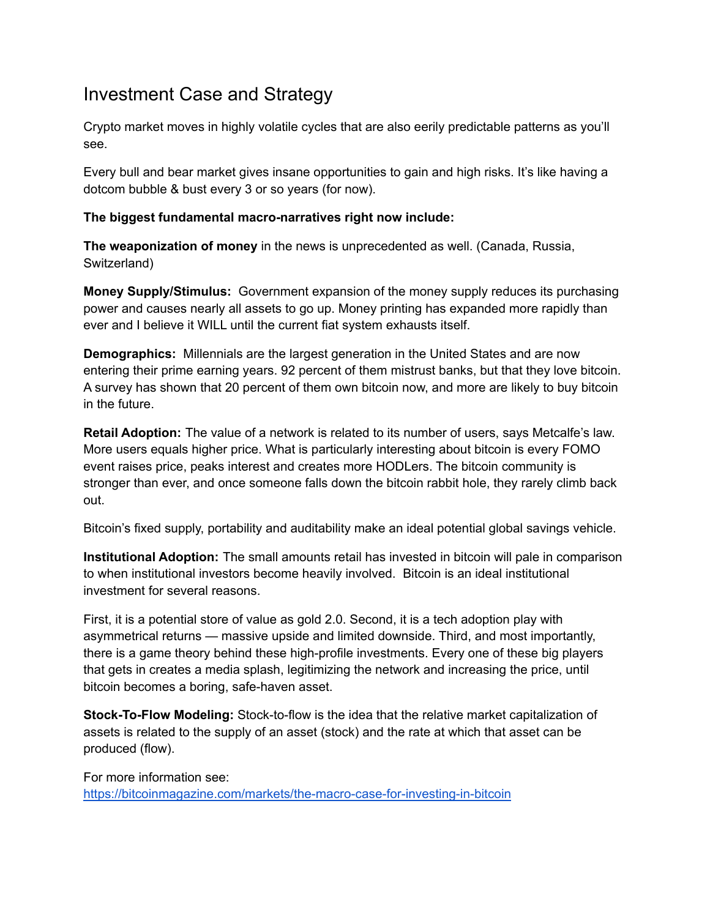# Investment Case and Strategy

Crypto market moves in highly volatile cycles that are also eerily predictable patterns as you'll see.

Every bull and bear market gives insane opportunities to gain and high risks. It's like having a dotcom bubble & bust every 3 or so years (for now).

**The biggest fundamental macro-narratives right now include:**

**The weaponization of money** in the news is unprecedented as well. (Canada, Russia, Switzerland)

**Money Supply/Stimulus:** Government expansion of the money supply reduces its purchasing power and causes nearly all assets to go up. Money printing has expanded more rapidly than ever and I believe it WILL until the current fiat system exhausts itself.

**Demographics:** Millennials are the largest generation in the United States and are now entering their prime earning years. 92 percent of them mistrust banks, but that they love bitcoin. A survey has shown that 20 percent of them own bitcoin now, and more are likely to buy bitcoin in the future.

**Retail Adoption:** The value of a network is related to its number of users, says Metcalfe's law. More users equals higher price. What is particularly interesting about bitcoin is every FOMO event raises price, peaks interest and creates more HODLers. The bitcoin community is stronger than ever, and once someone falls down the bitcoin rabbit hole, they rarely climb back out.

Bitcoin's fixed supply, portability and auditability make an ideal potential global savings vehicle.

**Institutional Adoption:** The small amounts retail has invested in bitcoin will pale in comparison to when institutional investors become heavily involved. Bitcoin is an ideal institutional investment for several reasons.

First, it is a potential store of value as gold 2.0. Second, it is a tech adoption play with asymmetrical returns — massive upside and limited downside. Third, and most importantly, there is a game theory behind these high-profile investments. Every one of these big players that gets in creates a media splash, legitimizing the network and increasing the price, until bitcoin becomes a boring, safe-haven asset.

**Stock-To-Flow Modeling:** Stock-to-flow is the idea that the relative market capitalization of assets is related to the supply of an asset (stock) and the rate at which that asset can be produced (flow).

For more information see:
[https://bitcoinmagazine.com/markets/the-macro-case-for-investing-in-bitcoin](https://bitcoinmagazine.com/markets/the-macro-case-for-investing-in-bitcoin)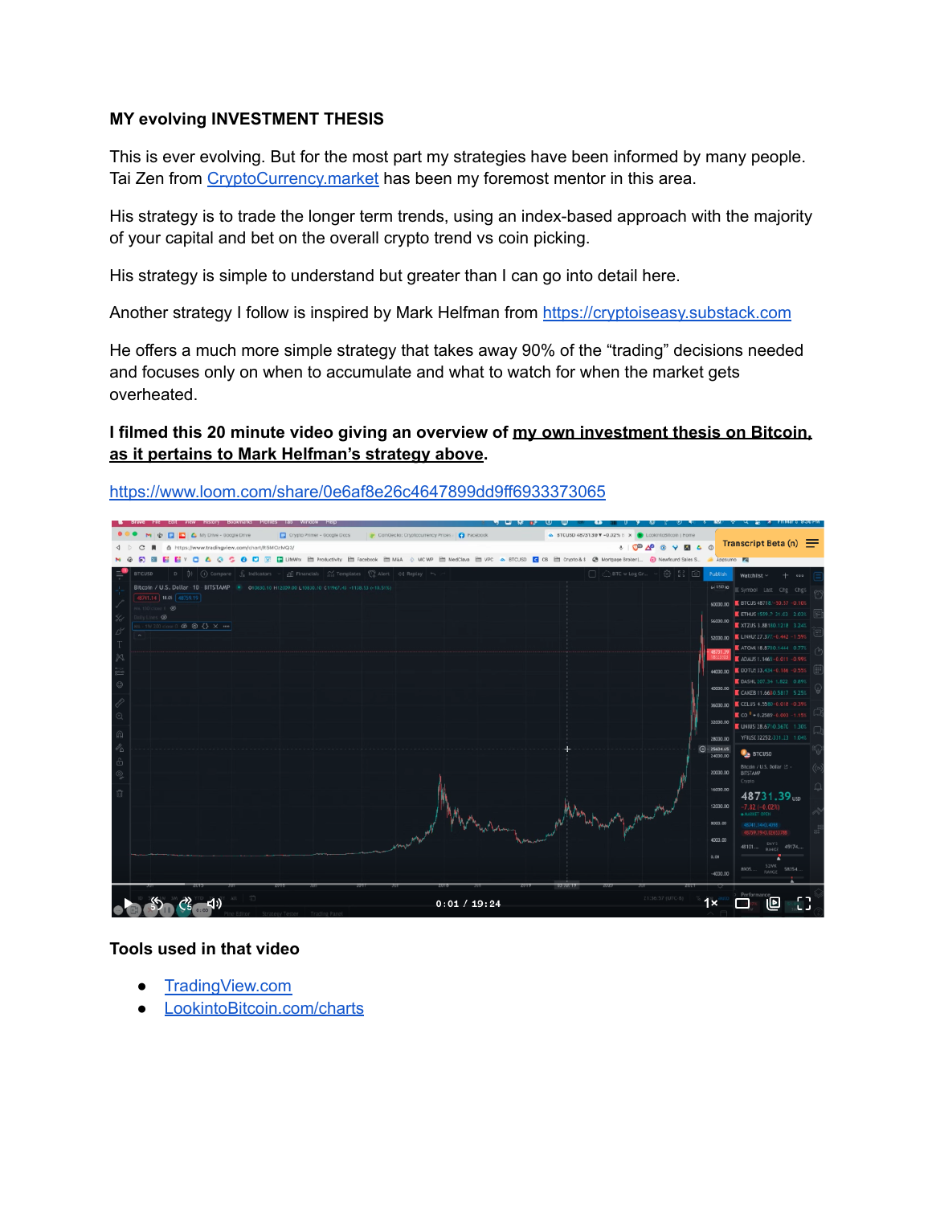**MY evolving INVESTMENT THESIS**

This is ever evolving. But for the most part my strategies have been informed by many people. Tai Zen from [CryptoCurrency.market](CryptoCurrency.market) has been my foremost mentor in this area.

His strategy is to trade the longer term trends, using an index-based approach with the majority of your capital and bet on the overall crypto trend vs coin picking.

His strategy is simple to understand but greater than I can go into detail here.

Another strategy I follow is inspired by Mark Helfman from [https://cryptoiseasy.substack.com](https://cryptoiseasy.substack.com)

He offers a much more simple strategy that takes away 90% of the "trading" decisions needed and focuses only on when to accumulate and what to watch for when the market gets overheated.

**I filmed this 20 minute video giving an overview of <u>my own investment thesis on Bitcoin, as it pertains to Mark Helfman's strategy above</u>.**

[https://www.loom.com/share/0e6af8e26c4647899dd9ff6933373065](https://www.loom.com/share/0e6af8e26c4647899dd9ff6933373065)

**Tools used in that video**

- [TradingView.com](TradingView.com)
- [LookintoBitcoin.com/charts](LookintoBitcoin.com/charts)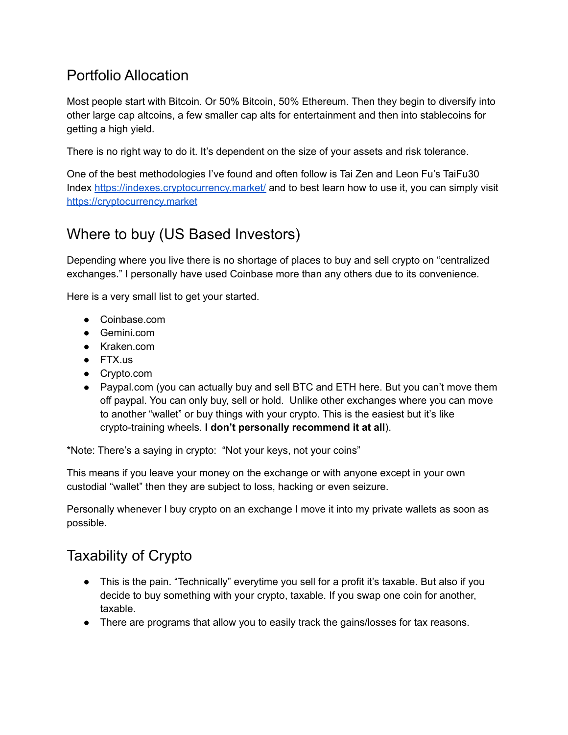## Portfolio Allocation

Most people start with Bitcoin. Or 50% Bitcoin, 50% Ethereum. Then they begin to diversify into other large cap altcoins, a few smaller cap alts for entertainment and then into stablecoins for getting a high yield.

There is no right way to do it. It's dependent on the size of your assets and risk tolerance.

One of the best methodologies I've found and often follow is Tai Zen and Leon Fu's TaiFu30 Index [https://indexes.cryptocurrency.market/](https://indexes.cryptocurrency.market/) and to best learn how to use it, you can simply visit [https://cryptocurrency.market](https://cryptocurrency.market)

## Where to buy (US Based Investors)

Depending where you live there is no shortage of places to buy and sell crypto on "centralized exchanges." I personally have used Coinbase more than any others due to its convenience.

Here is a very small list to get your started.

- Coinbase.com
- Gemini.com
- Kraken.com
- FTX.us
- Crypto.com
- Paypal.com (you can actually buy and sell BTC and ETH here. But you can't move them off paypal. You can only buy, sell or hold. Unlike other exchanges where you can move to another "wallet" or buy things with your crypto. This is the easiest but it's like crypto-training wheels. **I don't personally recommend it at all**).

*Note: There's a saying in crypto: "Not your keys, not your coins"

This means if you leave your money on the exchange or with anyone except in your own custodial "wallet" then they are subject to loss, hacking or even seizure.

Personally whenever I buy crypto on an exchange I move it into my private wallets as soon as possible.

## Taxability of Crypto

- This is the pain. "Technically" everytime you sell for a profit it's taxable. But also if you decide to buy something with your crypto, taxable. If you swap one coin for another, taxable.
- There are programs that allow you to easily track the gains/losses for tax reasons.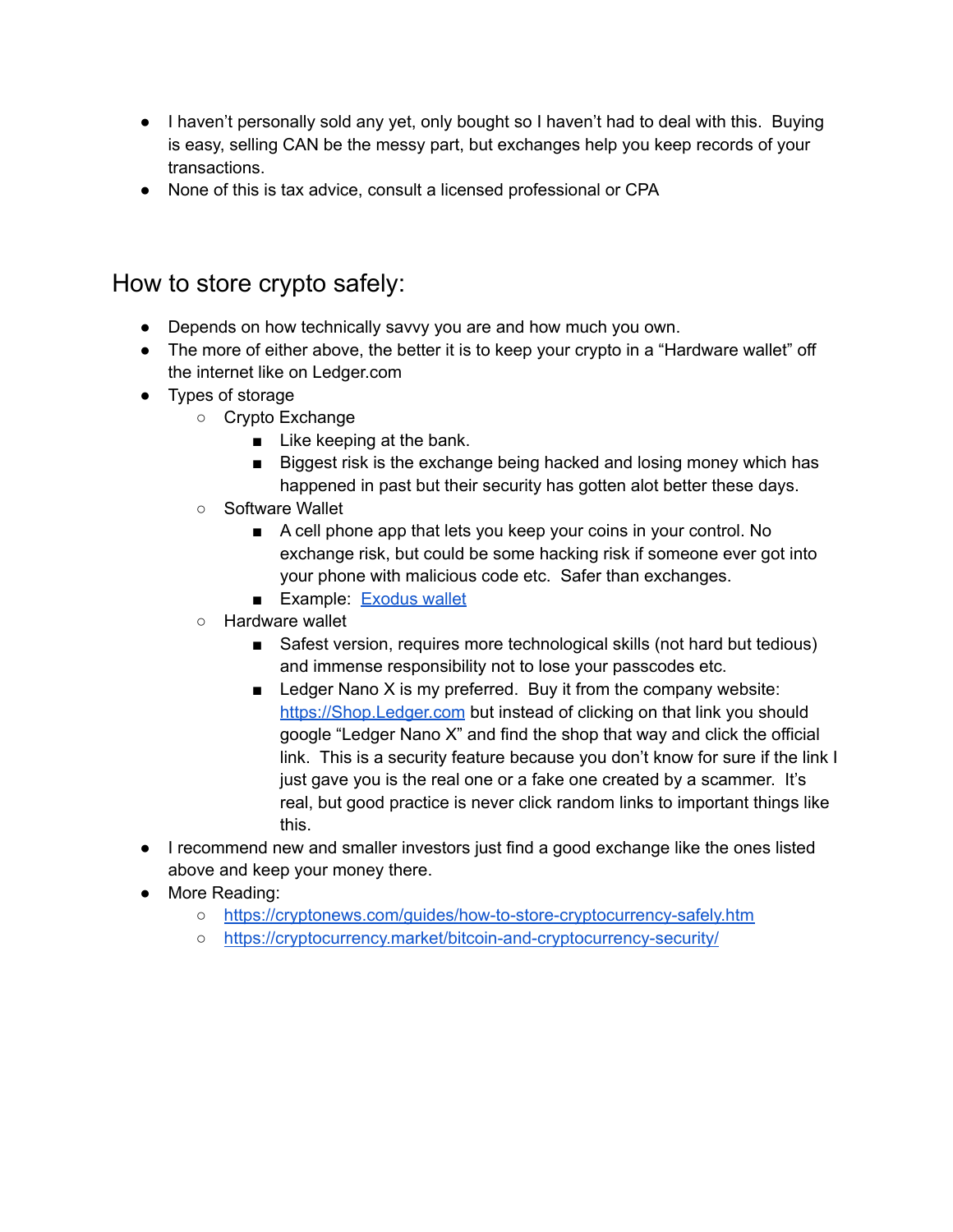- I haven't personally sold any yet, only bought so I haven't had to deal with this. Buying is easy, selling CAN be the messy part, but exchanges help you keep records of your transactions.
- None of this is tax advice, consult a licensed professional or CPA

## How to store crypto safely:

- Depends on how technically savvy you are and how much you own.
- The more of either above, the better it is to keep your crypto in a "Hardware wallet" off the internet like on Ledger.com
- Types of storage
  - Crypto Exchange
    - Like keeping at the bank.
    - Biggest risk is the exchange being hacked and losing money which has happened in past but their security has gotten alot better these days.
  - Software Wallet
    - A cell phone app that lets you keep your coins in your control. No exchange risk, but could be some hacking risk if someone ever got into your phone with malicious code etc. Safer than exchanges.
    - Example: [Exodus wallet]()
  - Hardware wallet
    - Safest version, requires more technological skills (not hard but tedious) and immense responsibility not to lose your passcodes etc.
    - Ledger Nano X is my preferred. Buy it from the company website: [https://Shop.Ledger.com](https://Shop.Ledger.com) but instead of clicking on that link you should google "Ledger Nano X" and find the shop that way and click the official link. This is a security feature because you don't know for sure if the link I just gave you is the real one or a fake one created by a scammer. It's real, but good practice is never click random links to important things like this.
- I recommend new and smaller investors just find a good exchange like the ones listed above and keep your money there.
- More Reading:
  - [https://cryptonews.com/guides/how-to-store-cryptocurrency-safely.htm](https://cryptonews.com/guides/how-to-store-cryptocurrency-safely.htm)
  - [https://cryptocurrency.market/bitcoin-and-cryptocurrency-security/](https://cryptocurrency.market/bitcoin-and-cryptocurrency-security/)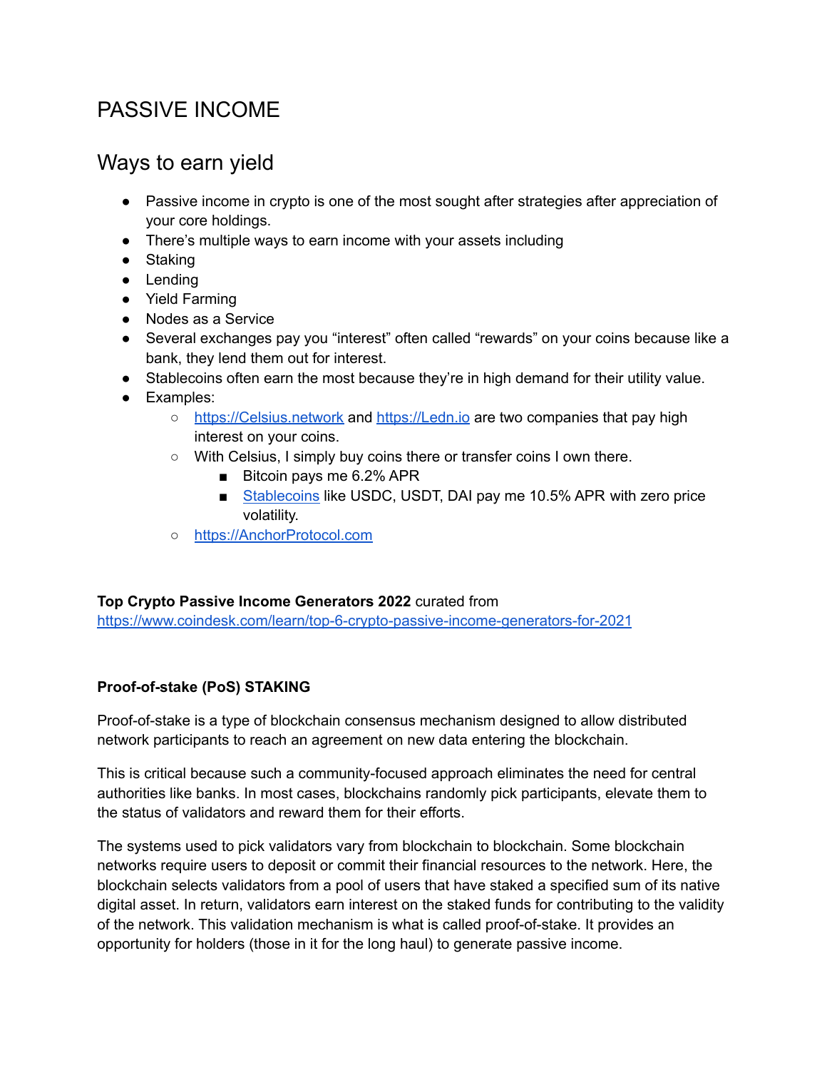# PASSIVE INCOME

## Ways to earn yield

- Passive income in crypto is one of the most sought after strategies after appreciation of your core holdings.
- There's multiple ways to earn income with your assets including
- Staking
- Lending
- Yield Farming
- Nodes as a Service
- Several exchanges pay you "interest" often called "rewards" on your coins because like a bank, they lend them out for interest.
- Stablecoins often earn the most because they're in high demand for their utility value.
- Examples:
    - [https://Celsius.network](https://Celsius.network) and [https://Ledn.io](https://Ledn.io) are two companies that pay high interest on your coins.
    - With Celsius, I simply buy coins there or transfer coins I own there.
        - Bitcoin pays me 6.2% APR
        - Stablecoins like USDC, USDT, DAI pay me 10.5% APR with zero price volatility.
    - [https://AnchorProtocol.com](https://AnchorProtocol.com)

**Top Crypto Passive Income Generators 2022** curated from [https://www.coindesk.com/learn/top-6-crypto-passive-income-generators-for-2021](https://www.coindesk.com/learn/top-6-crypto-passive-income-generators-for-2021)

**Proof-of-stake (PoS) STAKING**

Proof-of-stake is a type of blockchain consensus mechanism designed to allow distributed network participants to reach an agreement on new data entering the blockchain.

This is critical because such a community-focused approach eliminates the need for central authorities like banks. In most cases, blockchains randomly pick participants, elevate them to the status of validators and reward them for their efforts.

The systems used to pick validators vary from blockchain to blockchain. Some blockchain networks require users to deposit or commit their financial resources to the network. Here, the blockchain selects validators from a pool of users that have staked a specified sum of its native digital asset. In return, validators earn interest on the staked funds for contributing to the validity of the network. This validation mechanism is what is called proof-of-stake. It provides an opportunity for holders (those in it for the long haul) to generate passive income.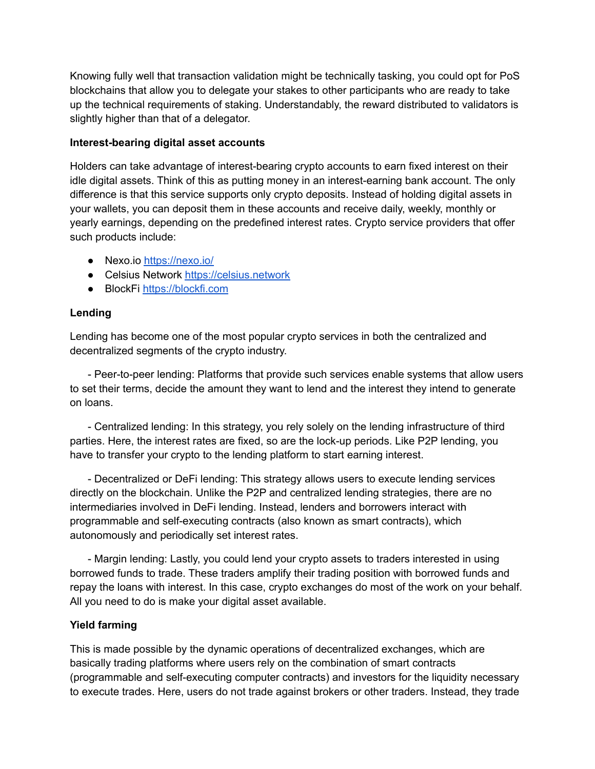Knowing fully well that transaction validation might be technically tasking, you could opt for PoS blockchains that allow you to delegate your stakes to other participants who are ready to take up the technical requirements of staking. Understandably, the reward distributed to validators is slightly higher than that of a delegator.

**Interest-bearing digital asset accounts**

Holders can take advantage of interest-bearing crypto accounts to earn fixed interest on their idle digital assets. Think of this as putting money in an interest-earning bank account. The only difference is that this service supports only crypto deposits. Instead of holding digital assets in your wallets, you can deposit them in these accounts and receive daily, weekly, monthly or yearly earnings, depending on the predefined interest rates. Crypto service providers that offer such products include:

- Nexo.io [https://nexo.io/](https://nexo.io/)
- Celsius Network [https://celsius.network](https://celsius.network)
- BlockFi [https://blockfi.com](https://blockfi.com)

**Lending**

Lending has become one of the most popular crypto services in both the centralized and decentralized segments of the crypto industry.

- Peer-to-peer lending: Platforms that provide such services enable systems that allow users to set their terms, decide the amount they want to lend and the interest they intend to generate on loans.

- Centralized lending: In this strategy, you rely solely on the lending infrastructure of third parties. Here, the interest rates are fixed, so are the lock-up periods. Like P2P lending, you have to transfer your crypto to the lending platform to start earning interest.

- Decentralized or DeFi lending: This strategy allows users to execute lending services directly on the blockchain. Unlike the P2P and centralized lending strategies, there are no intermediaries involved in DeFi lending. Instead, lenders and borrowers interact with programmable and self-executing contracts (also known as smart contracts), which autonomously and periodically set interest rates.

- Margin lending: Lastly, you could lend your crypto assets to traders interested in using borrowed funds to trade. These traders amplify their trading position with borrowed funds and repay the loans with interest. In this case, crypto exchanges do most of the work on your behalf. All you need to do is make your digital asset available.

**Yield farming**

This is made possible by the dynamic operations of decentralized exchanges, which are basically trading platforms where users rely on the combination of smart contracts (programmable and self-executing computer contracts) and investors for the liquidity necessary to execute trades. Here, users do not trade against brokers or other traders. Instead, they trade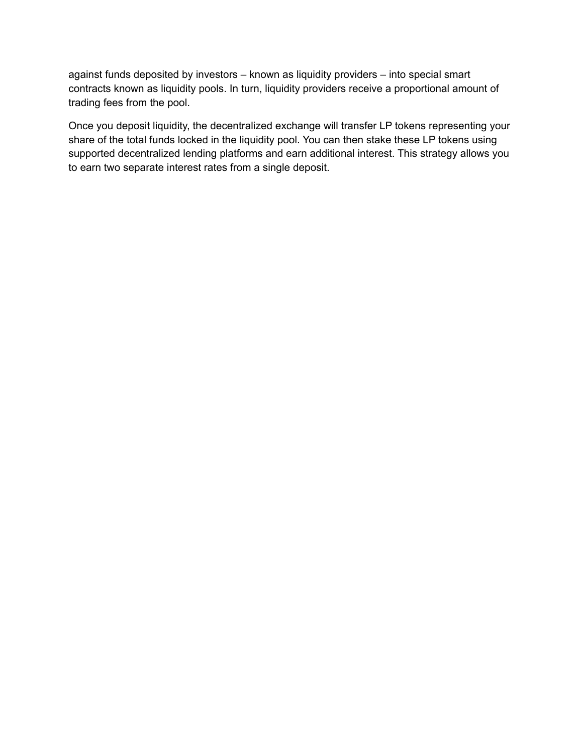against funds deposited by investors – known as liquidity providers – into special smart contracts known as liquidity pools. In turn, liquidity providers receive a proportional amount of trading fees from the pool.

Once you deposit liquidity, the decentralized exchange will transfer LP tokens representing your share of the total funds locked in the liquidity pool. You can then stake these LP tokens using supported decentralized lending platforms and earn additional interest. This strategy allows you to earn two separate interest rates from a single deposit.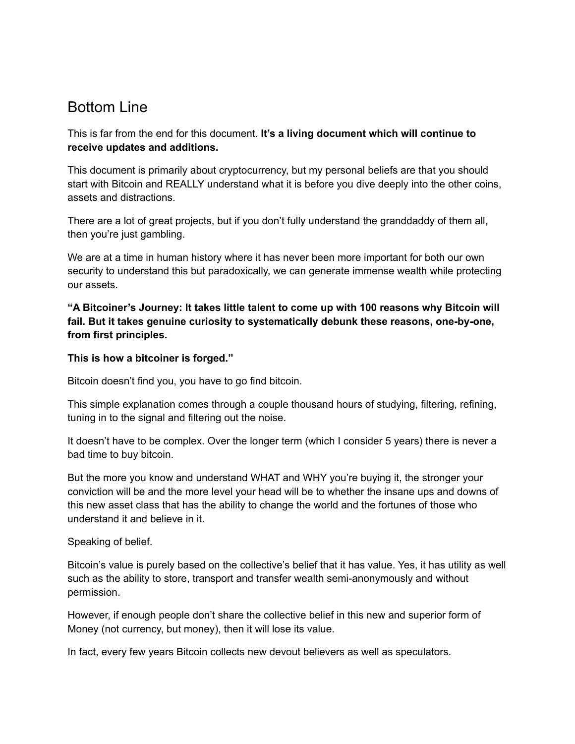# Bottom Line

This is far from the end for this document. **It's a living document which will continue to receive updates and additions.**

This document is primarily about cryptocurrency, but my personal beliefs are that you should start with Bitcoin and REALLY understand what it is before you dive deeply into the other coins, assets and distractions.

There are a lot of great projects, but if you don't fully understand the granddaddy of them all, then you're just gambling.

We are at a time in human history where it has never been more important for both our own security to understand this but paradoxically, we can generate immense wealth while protecting our assets.

**"A Bitcoiner's Journey: It takes little talent to come up with 100 reasons why Bitcoin will fail. But it takes genuine curiosity to systematically debunk these reasons, one-by-one, from first principles.**

**This is how a bitcoiner is forged."**

Bitcoin doesn't find you, you have to go find bitcoin.

This simple explanation comes through a couple thousand hours of studying, filtering, refining, tuning in to the signal and filtering out the noise.

It doesn't have to be complex. Over the longer term (which I consider 5 years) there is never a bad time to buy bitcoin.

But the more you know and understand WHAT and WHY you're buying it, the stronger your conviction will be and the more level your head will be to whether the insane ups and downs of this new asset class that has the ability to change the world and the fortunes of those who understand it and believe in it.

Speaking of belief.

Bitcoin's value is purely based on the collective's belief that it has value. Yes, it has utility as well such as the ability to store, transport and transfer wealth semi-anonymously and without permission.

However, if enough people don't share the collective belief in this new and superior form of Money (not currency, but money), then it will lose its value.

In fact, every few years Bitcoin collects new devout believers as well as speculators.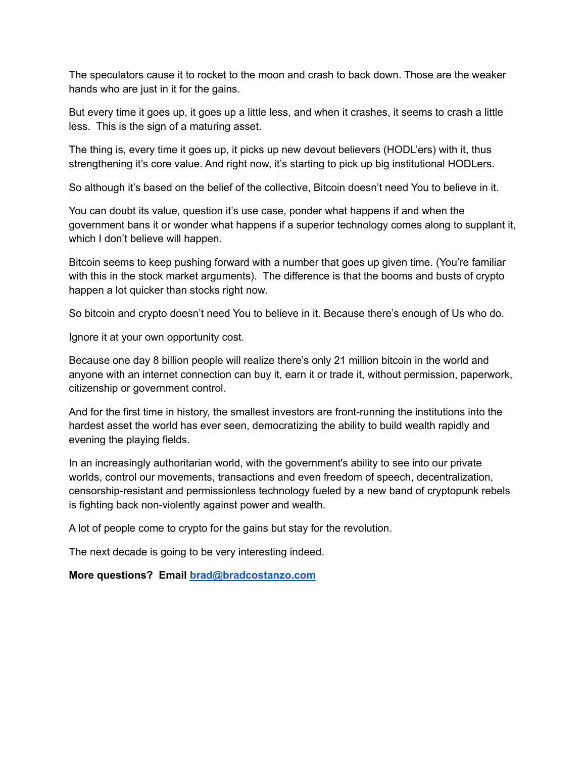The speculators cause it to rocket to the moon and crash to back down. Those are the weaker hands who are just in it for the gains.

But every time it goes up, it goes up a little less, and when it crashes, it seems to crash a little less.  This is the sign of a maturing asset.

The thing is, every time it goes up, it picks up new devout believers (HODL'ers) with it, thus strengthening it's core value. And right now, it's starting to pick up big institutional HODLers.

So although it's based on the belief of the collective, Bitcoin doesn't need You to believe in it.

You can doubt its value, question it's use case, ponder what happens if and when the government bans it or wonder what happens if a superior technology comes along to supplant it, which I don't believe will happen.

Bitcoin seems to keep pushing forward with a number that goes up given time. (You're familiar with this in the stock market arguments).  The difference is that the booms and busts of crypto happen a lot quicker than stocks right now.

So bitcoin and crypto doesn't need You to believe in it. Because there's enough of Us who do.

Ignore it at your own opportunity cost.

Because one day 8 billion people will realize there's only 21 million bitcoin in the world and anyone with an internet connection can buy it, earn it or trade it, without permission, paperwork, citizenship or government control.

And for the first time in history, the smallest investors are front-running the institutions into the hardest asset the world has ever seen, democratizing the ability to build wealth rapidly and evening the playing fields.

In an increasingly authoritarian world, with the government's ability to see into our private worlds, control our movements, transactions and even freedom of speech, decentralization, censorship-resistant and permissionless technology fueled by a new band of cryptopunk rebels is fighting back non-violently against power and wealth.

A lot of people come to crypto for the gains but stay for the revolution.

The next decade is going to be very interesting indeed.

**More questions?  Email [brad@bradcostanzo.com](mailto:brad@bradcostanzo.com)**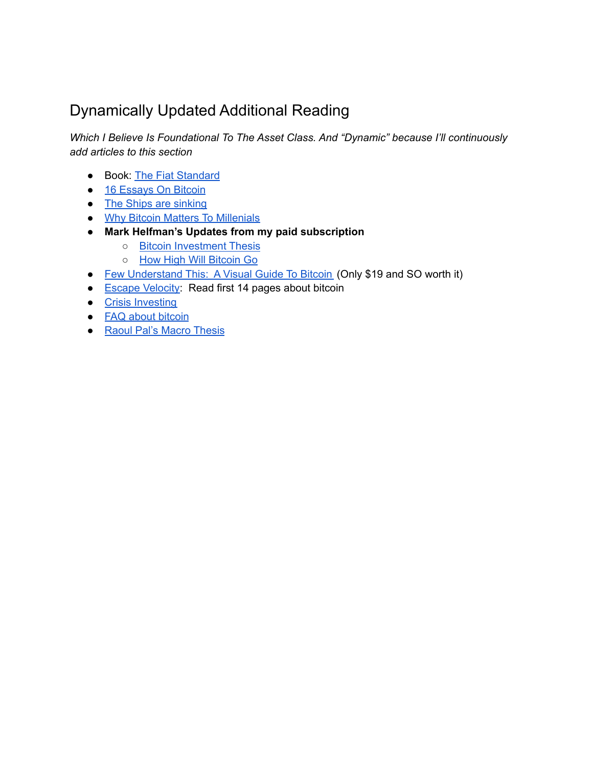## Dynamically Updated Additional Reading

*Which I Believe Is Foundational To The Asset Class. And "Dynamic" because I'll continuously add articles to this section*

- Book: The Fiat Standard
- 16 Essays On Bitcoin
- The Ships are sinking
- Why Bitcoin Matters To Millenials
- **Mark Helfman's Updates from my paid subscription**
    - Bitcoin Investment Thesis
    - How High Will Bitcoin Go
- Few Understand This: A Visual Guide To Bitcoin (Only $19 and SO worth it)
- Escape Velocity: Read first 14 pages about bitcoin
- Crisis Investing
- FAQ about bitcoin
- Raoul Pal's Macro Thesis